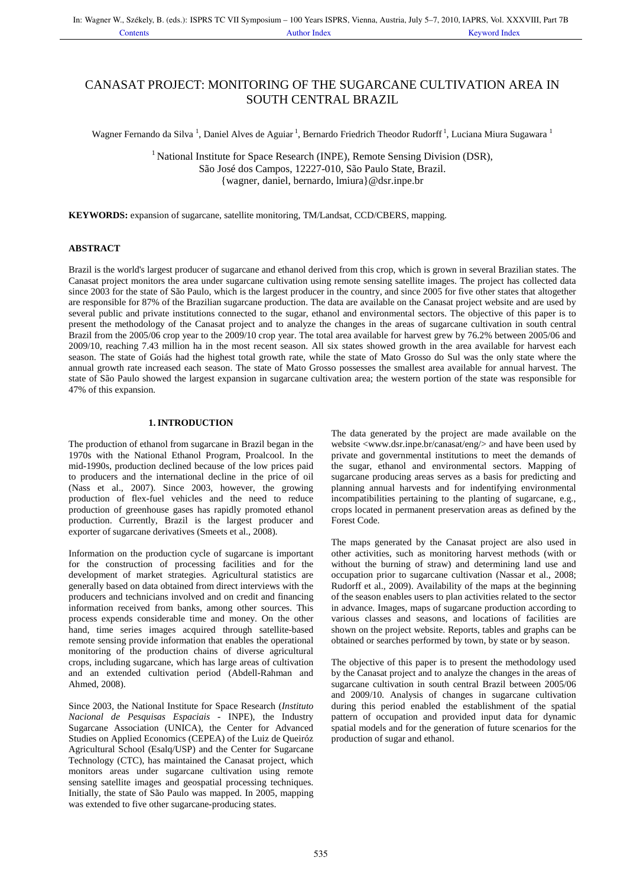# CANASAT PROJECT: MONITORING OF THE SUGARCANE CULTIVATION AREA IN SOUTH CENTRAL BRAZIL

Wagner Fernando da Silva [1], Daniel Alves de Aguiar [1], Bernardo Friedrich Theodor Rudorff [1], Luciana Miura Sugawara [1]

[1] National Institute for Space Research (INPE), Remote Sensing Division (DSR), São José dos Campos, 12227-010, São Paulo State, Brazil. {wagner, daniel, bernardo, lmiura}@dsr.inpe.br

**KEYWORDS:** expansion of sugarcane, satellite monitoring, TM/Landsat, CCD/CBERS, mapping.

## ABSTRACT

Brazil is the world's largest producer of sugarcane and ethanol derived from this crop, which is grown in several Brazilian states. The Canasat project monitors the area under sugarcane cultivation using remote sensing satellite images. The project has collected data since 2003 for the state of São Paulo, which is the largest producer in the country, and since 2005 for five other states that altogether are responsible for 87% of the Brazilian sugarcane production. The data are available on the Canasat project website and are used by several public and private institutions connected to the sugar, ethanol and environmental sectors. The objective of this paper is to present the methodology of the Canasat project and to analyze the changes in the areas of sugarcane cultivation in south central Brazil from the 2005/06 crop year to the 2009/10 crop year. The total area available for harvest grew by 76.2% between 2005/06 and 2009/10, reaching 7.43 million ha in the most recent season. All six states showed growth in the area available for harvest each season. The state of Goiás had the highest total growth rate, while the state of Mato Grosso do Sul was the only state where the annual growth rate increased each season. The state of Mato Grosso possesses the smallest area available for annual harvest. The state of São Paulo showed the largest expansion in sugarcane cultivation area; the western portion of the state was responsible for 47% of this expansion.

## 1. INTRODUCTION

The production of ethanol from sugarcane in Brazil began in the 1970s with the National Ethanol Program, Proalcool. In the mid-1990s, production declined because of the low prices paid to producers and the international decline in the price of oil (Nass et al., 2007). Since 2003, however, the growing production of flex-fuel vehicles and the need to reduce production of greenhouse gases has rapidly promoted ethanol production. Currently, Brazil is the largest producer and exporter of sugarcane derivatives (Smeets et al., 2008).

Information on the production cycle of sugarcane is important for the construction of processing facilities and for the development of market strategies. Agricultural statistics are generally based on data obtained from direct interviews with the producers and technicians involved and on credit and financing information received from banks, among other sources. This process expends considerable time and money. On the other hand, time series images acquired through satellite-based remote sensing provide information that enables the operational monitoring of the production chains of diverse agricultural crops, including sugarcane, which has large areas of cultivation and an extended cultivation period (Abdell-Rahman and Ahmed, 2008).

Since 2003, the National Institute for Space Research (*Instituto Nacional de Pesquisas Espaciais* - INPE), the Industry Sugarcane Association (UNICA), the Center for Advanced Studies on Applied Economics (CEPEA) of the Luiz de Queiróz Agricultural School (Esalq/USP) and the Center for Sugarcane Technology (CTC), has maintained the Canasat project, which monitors areas under sugarcane cultivation using remote sensing satellite images and geospatial processing techniques. Initially, the state of São Paulo was mapped. In 2005, mapping was extended to five other sugarcane-producing states.

The data generated by the project are made available on the website <www.dsr.inpe.br/canasat/eng/> and have been used by private and governmental institutions to meet the demands of the sugar, ethanol and environmental sectors. Mapping of sugarcane producing areas serves as a basis for predicting and planning annual harvests and for indentifying environmental incompatibilities pertaining to the planting of sugarcane, e.g., crops located in permanent preservation areas as defined by the Forest Code.

The maps generated by the Canasat project are also used in other activities, such as monitoring harvest methods (with or without the burning of straw) and determining land use and occupation prior to sugarcane cultivation (Nassar et al., 2008; Rudorff et al., 2009). Availability of the maps at the beginning of the season enables users to plan activities related to the sector in advance. Images, maps of sugarcane production according to various classes and seasons, and locations of facilities are shown on the project website. Reports, tables and graphs can be obtained or searches performed by town, by state or by season.

The objective of this paper is to present the methodology used by the Canasat project and to analyze the changes in the areas of sugarcane cultivation in south central Brazil between 2005/06 and 2009/10. Analysis of changes in sugarcane cultivation during this period enabled the establishment of the spatial pattern of occupation and provided input data for dynamic spatial models and for the generation of future scenarios for the production of sugar and ethanol.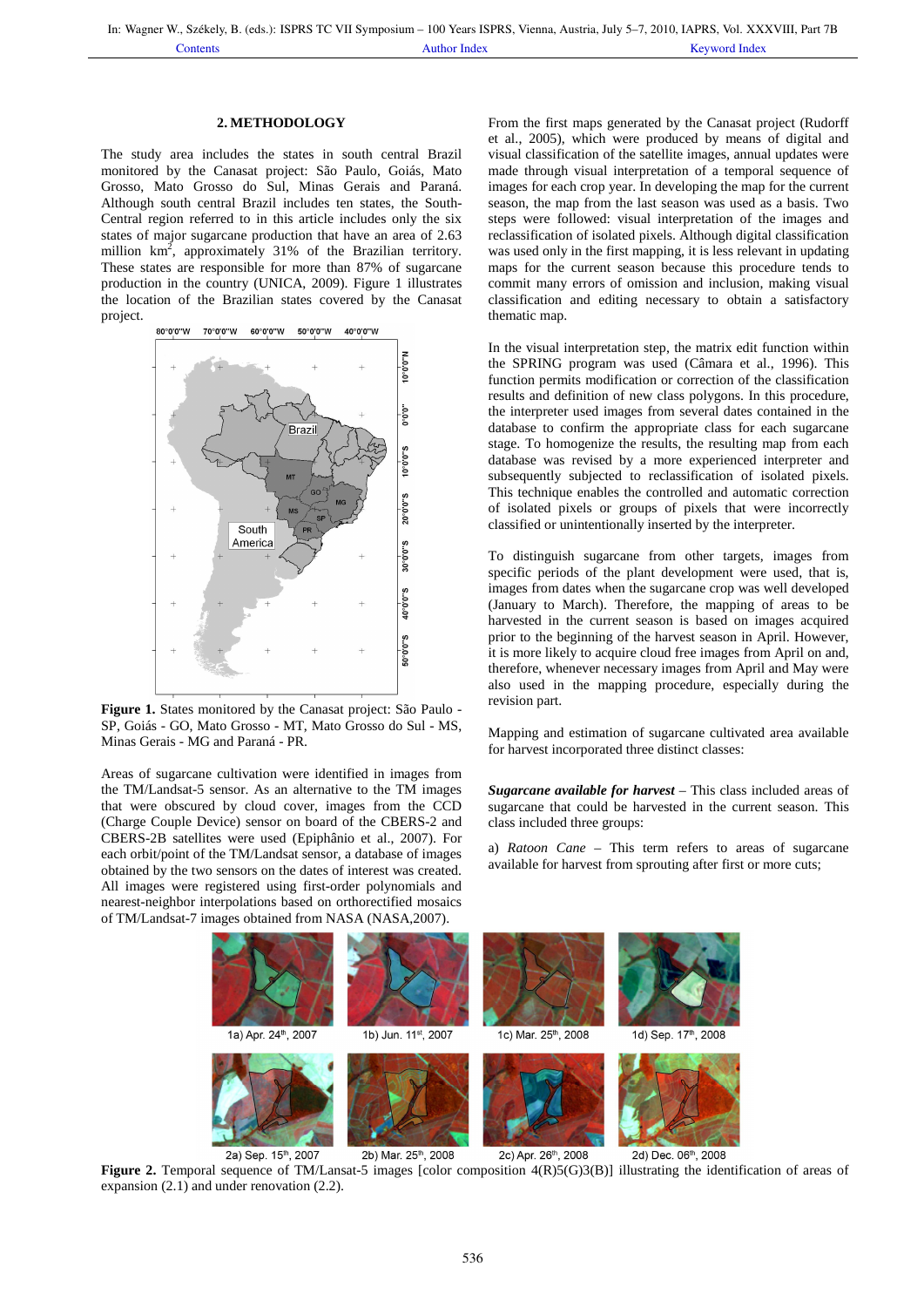## 2. METHODOLOGY

The study area includes the states in south central Brazil monitored by the Canasat project: São Paulo, Goiás, Mato Grosso, Mato Grosso do Sul, Minas Gerais and Paraná. Although south central Brazil includes ten states, the South-Central region referred to in this article includes only the six states of major sugarcane production that have an area of 2.63 million km$^2$, approximately 31% of the Brazilian territory. These states are responsible for more than 87% of sugarcane production in the country (UNICA, 2009). Figure 1 illustrates the location of the Brazilian states covered by the Canasat project.

**Figure 1.** States monitored by the Canasat project: São Paulo - SP, Goiás - GO, Mato Grosso - MT, Mato Grosso do Sul - MS, Minas Gerais - MG and Paraná - PR.

Areas of sugarcane cultivation were identified in images from the TM/Landsat-5 sensor. As an alternative to the TM images that were obscured by cloud cover, images from the CCD (Charge Couple Device) sensor on board of the CBERS-2 and CBERS-2B satellites were used (Epiphânio et al., 2007). For each orbit/point of the TM/Landsat sensor, a database of images obtained by the two sensors on the dates of interest was created. All images were registered using first-order polynomials and nearest-neighbor interpolations based on orthorectified mosaics of TM/Landsat-7 images obtained from NASA (NASA,2007).

From the first maps generated by the Canasat project (Rudorff et al., 2005), which were produced by means of digital and visual classification of the satellite images, annual updates were made through visual interpretation of a temporal sequence of images for each crop year. In developing the map for the current season, the map from the last season was used as a basis. Two steps were followed: visual interpretation of the images and reclassification of isolated pixels. Although digital classification was used only in the first mapping, it is less relevant in updating maps for the current season because this procedure tends to commit many errors of omission and inclusion, making visual classification and editing necessary to obtain a satisfactory thematic map.

In the visual interpretation step, the matrix edit function within the SPRING program was used (Câmara et al., 1996). This function permits modification or correction of the classification results and definition of new class polygons. In this procedure, the interpreter used images from several dates contained in the database to confirm the appropriate class for each sugarcane stage. To homogenize the results, the resulting map from each database was revised by a more experienced interpreter and subsequently subjected to reclassification of isolated pixels. This technique enables the controlled and automatic correction of isolated pixels or groups of pixels that were incorrectly classified or unintentionally inserted by the interpreter.

To distinguish sugarcane from other targets, images from specific periods of the plant development were used, that is, images from dates when the sugarcane crop was well developed (January to March). Therefore, the mapping of areas to be harvested in the current season is based on images acquired prior to the beginning of the harvest season in April. However, it is more likely to acquire cloud free images from April on and, therefore, whenever necessary images from April and May were also used in the mapping procedure, especially during the revision part.

Mapping and estimation of sugarcane cultivated area available for harvest incorporated three distinct classes:

***Sugarcane available for harvest*** – This class included areas of sugarcane that could be harvested in the current season. This class included three groups:

a) *Ratoon Cane* – This term refers to areas of sugarcane available for harvest from sprouting after first or more cuts;

1a) Apr. 24th, 2007 1b) Jun. 11st, 2007 1c) Mar. 25th, 2008 1d) Sep. 17th, 2008

2a) Sep. 15th, 2007 2b) Mar. 25th, 2008 2c) Apr. 26th, 2008 2d) Dec. 06th, 2008

**Figure 2.** Temporal sequence of TM/Lansat-5 images [color composition 4(R)5(G)3(B)] illustrating the identification of areas of expansion (2.1) and under renovation (2.2).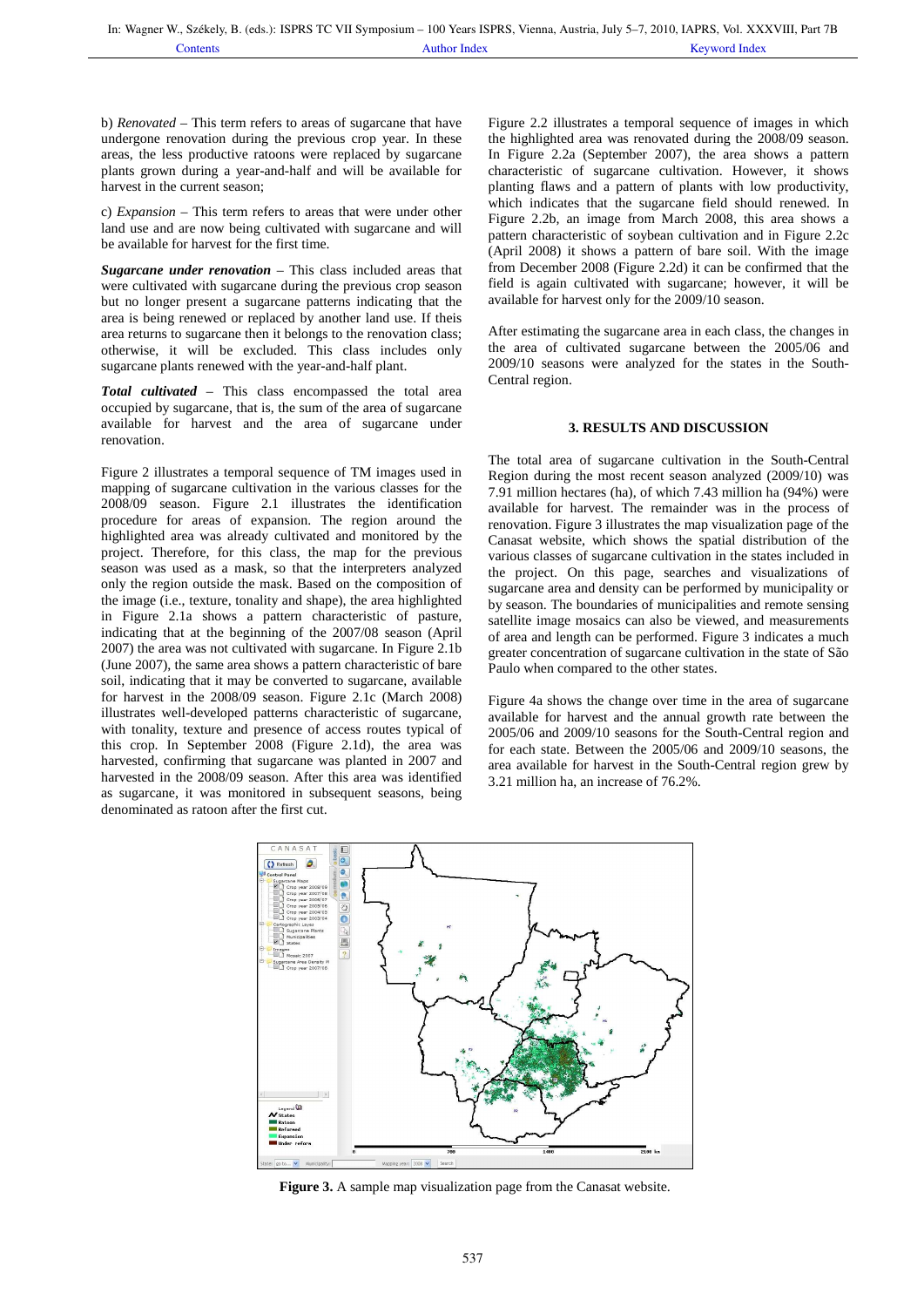b) *Renovated* – This term refers to areas of sugarcane that have undergone renovation during the previous crop year. In these areas, the less productive ratoons were replaced by sugarcane plants grown during a year-and-half and will be available for harvest in the current season;

c) *Expansion* – This term refers to areas that were under other land use and are now being cultivated with sugarcane and will be available for harvest for the first time.

***Sugarcane under renovation*** – This class included areas that were cultivated with sugarcane during the previous crop season but no longer present a sugarcane patterns indicating that the area is being renewed or replaced by another land use. If theis area returns to sugarcane then it belongs to the renovation class; otherwise, it will be excluded. This class includes only sugarcane plants renewed with the year-and-half plant.

***Total cultivated*** – This class encompassed the total area occupied by sugarcane, that is, the sum of the area of sugarcane available for harvest and the area of sugarcane under renovation.

Figure 2 illustrates a temporal sequence of TM images used in mapping of sugarcane cultivation in the various classes for the 2008/09 season. Figure 2.1 illustrates the identification procedure for areas of expansion. The region around the highlighted area was already cultivated and monitored by the project. Therefore, for this class, the map for the previous season was used as a mask, so that the interpreters analyzed only the region outside the mask. Based on the composition of the image (i.e., texture, tonality and shape), the area highlighted in Figure 2.1a shows a pattern characteristic of pasture, indicating that at the beginning of the 2007/08 season (April 2007) the area was not cultivated with sugarcane. In Figure 2.1b (June 2007), the same area shows a pattern characteristic of bare soil, indicating that it may be converted to sugarcane, available for harvest in the 2008/09 season. Figure 2.1c (March 2008) illustrates well-developed patterns characteristic of sugarcane, with tonality, texture and presence of access routes typical of this crop. In September 2008 (Figure 2.1d), the area was harvested, confirming that sugarcane was planted in 2007 and harvested in the 2008/09 season. After this area was identified as sugarcane, it was monitored in subsequent seasons, being denominated as ratoon after the first cut.

Figure 2.2 illustrates a temporal sequence of images in which the highlighted area was renovated during the 2008/09 season. In Figure 2.2a (September 2007), the area shows a pattern characteristic of sugarcane cultivation. However, it shows planting flaws and a pattern of plants with low productivity, which indicates that the sugarcane field should renewed. In Figure 2.2b, an image from March 2008, this area shows a pattern characteristic of soybean cultivation and in Figure 2.2c (April 2008) it shows a pattern of bare soil. With the image from December 2008 (Figure 2.2d) it can be confirmed that the field is again cultivated with sugarcane; however, it will be available for harvest only for the 2009/10 season.

After estimating the sugarcane area in each class, the changes in the area of cultivated sugarcane between the 2005/06 and 2009/10 seasons were analyzed for the states in the South-Central region.

## 3. RESULTS AND DISCUSSION

The total area of sugarcane cultivation in the South-Central Region during the most recent season analyzed (2009/10) was 7.91 million hectares (ha), of which 7.43 million ha (94%) were available for harvest. The remainder was in the process of renovation. Figure 3 illustrates the map visualization page of the Canasat website, which shows the spatial distribution of the various classes of sugarcane cultivation in the states included in the project. On this page, searches and visualizations of sugarcane area and density can be performed by municipality or by season. The boundaries of municipalities and remote sensing satellite image mosaics can also be viewed, and measurements of area and length can be performed. Figure 3 indicates a much greater concentration of sugarcane cultivation in the state of São Paulo when compared to the other states.

Figure 4a shows the change over time in the area of sugarcane available for harvest and the annual growth rate between the 2005/06 and 2009/10 seasons for the South-Central region and for each state. Between the 2005/06 and 2009/10 seasons, the area available for harvest in the South-Central region grew by 3.21 million ha, an increase of 76.2%.

**Figure 3.** A sample map visualization page from the Canasat website.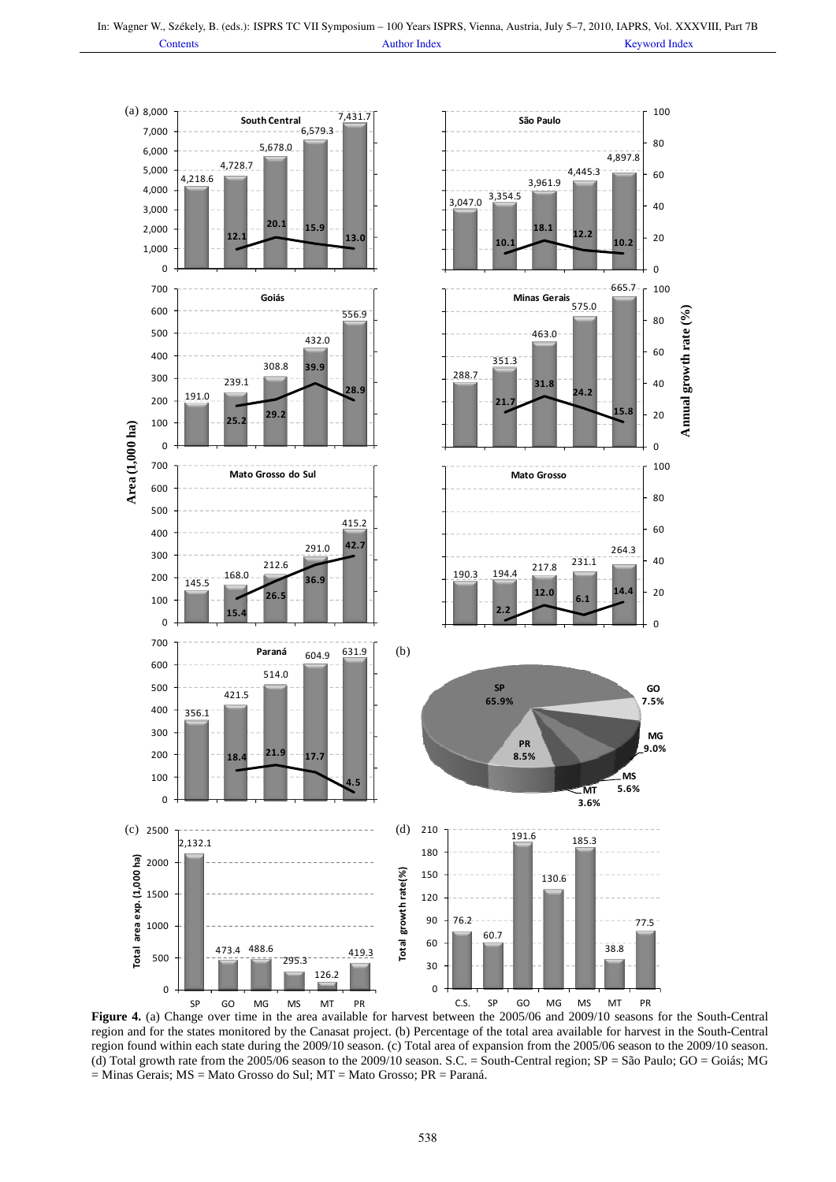**Figure 4.** (a) Change over time in the area available for harvest between the 2005/06 and 2009/10 seasons for the South-Central region and for the states monitored by the Canasat project. (b) Percentage of the total area available for harvest in the South-Central region found within each state during the 2009/10 season. (c) Total area of expansion from the 2005/06 season to the 2009/10 season. (d) Total growth rate from the 2005/06 season to the 2009/10 season. S.C. = South-Central region; SP = São Paulo; GO = Goiás; MG = Minas Gerais; MS = Mato Grosso do Sul; MT = Mato Grosso; PR = Paraná.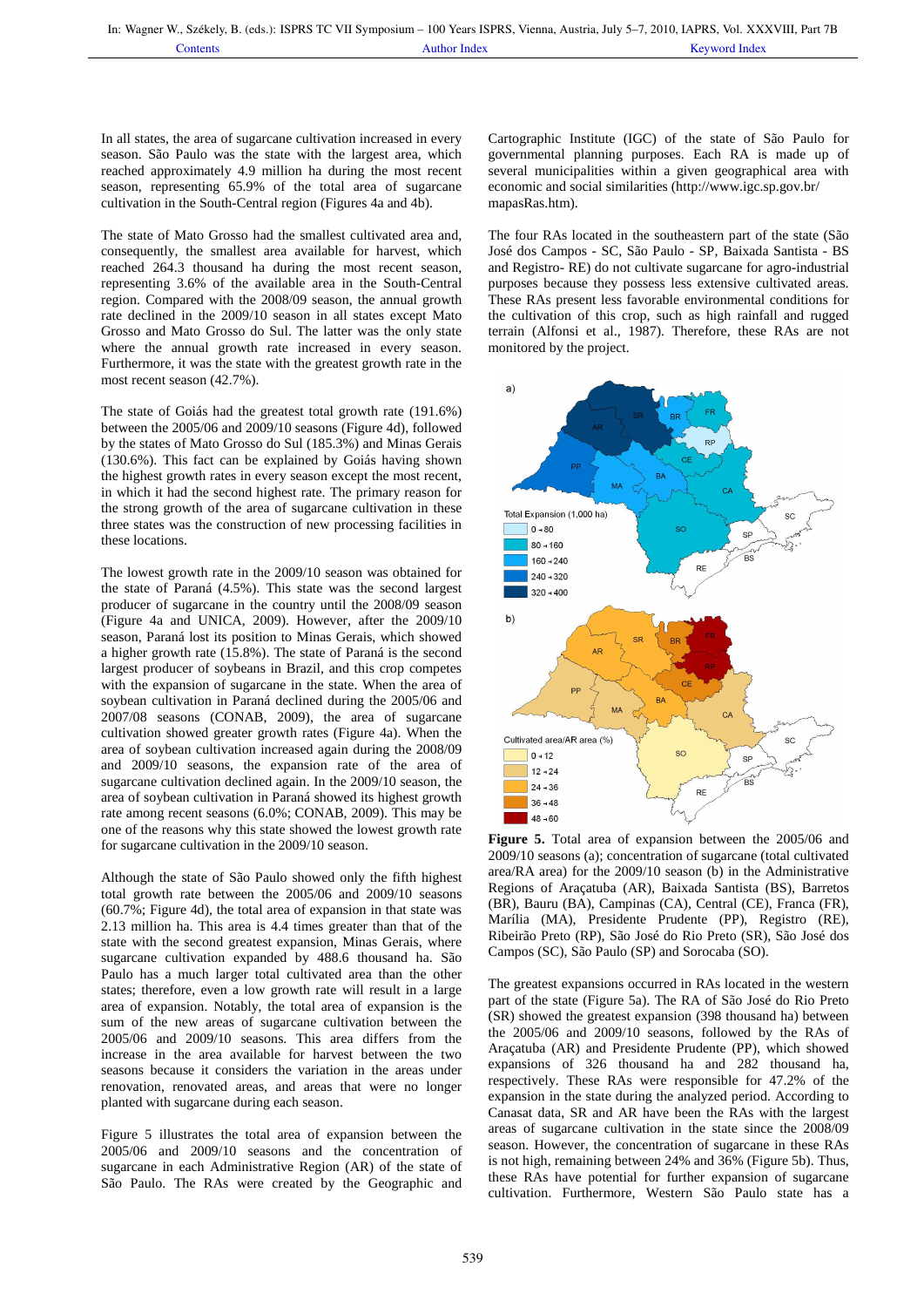In all states, the area of sugarcane cultivation increased in every season. São Paulo was the state with the largest area, which reached approximately 4.9 million ha during the most recent season, representing 65.9% of the total area of sugarcane cultivation in the South-Central region (Figures 4a and 4b).

The state of Mato Grosso had the smallest cultivated area and, consequently, the smallest area available for harvest, which reached 264.3 thousand ha during the most recent season, representing 3.6% of the available area in the South-Central region. Compared with the 2008/09 season, the annual growth rate declined in the 2009/10 season in all states except Mato Grosso and Mato Grosso do Sul. The latter was the only state where the annual growth rate increased in every season. Furthermore, it was the state with the greatest growth rate in the most recent season (42.7%).

The state of Goiás had the greatest total growth rate (191.6%) between the 2005/06 and 2009/10 seasons (Figure 4d), followed by the states of Mato Grosso do Sul (185.3%) and Minas Gerais (130.6%). This fact can be explained by Goiás having shown the highest growth rates in every season except the most recent, in which it had the second highest rate. The primary reason for the strong growth of the area of sugarcane cultivation in these three states was the construction of new processing facilities in these locations.

The lowest growth rate in the 2009/10 season was obtained for the state of Paraná (4.5%). This state was the second largest producer of sugarcane in the country until the 2008/09 season (Figure 4a and UNICA, 2009). However, after the 2009/10 season, Paraná lost its position to Minas Gerais, which showed a higher growth rate (15.8%). The state of Paraná is the second largest producer of soybeans in Brazil, and this crop competes with the expansion of sugarcane in the state. When the area of soybean cultivation in Paraná declined during the 2005/06 and 2007/08 seasons (CONAB, 2009), the area of sugarcane cultivation showed greater growth rates (Figure 4a). When the area of soybean cultivation increased again during the 2008/09 and 2009/10 seasons, the expansion rate of the area of sugarcane cultivation declined again. In the 2009/10 season, the area of soybean cultivation in Paraná showed its highest growth rate among recent seasons (6.0%; CONAB, 2009). This may be one of the reasons why this state showed the lowest growth rate for sugarcane cultivation in the 2009/10 season.

Although the state of São Paulo showed only the fifth highest total growth rate between the 2005/06 and 2009/10 seasons (60.7%; Figure 4d), the total area of expansion in that state was 2.13 million ha. This area is 4.4 times greater than that of the state with the second greatest expansion, Minas Gerais, where sugarcane cultivation expanded by 488.6 thousand ha. São Paulo has a much larger total cultivated area than the other states; therefore, even a low growth rate will result in a large area of expansion. Notably, the total area of expansion is the sum of the new areas of sugarcane cultivation between the 2005/06 and 2009/10 seasons. This area differs from the increase in the area available for harvest between the two seasons because it considers the variation in the areas under renovation, renovated areas, and areas that were no longer planted with sugarcane during each season.

Figure 5 illustrates the total area of expansion between the 2005/06 and 2009/10 seasons and the concentration of sugarcane in each Administrative Region (AR) of the state of São Paulo. The RAs were created by the Geographic and Cartographic Institute (IGC) of the state of São Paulo for governmental planning purposes. Each RA is made up of several municipalities within a given geographical area with economic and social similarities (http://www.igc.sp.gov.br/mapasRas.htm).

The four RAs located in the southeastern part of the state (São José dos Campos - SC, São Paulo - SP, Baixada Santista - BS and Registro- RE) do not cultivate sugarcane for agro-industrial purposes because they possess less extensive cultivated areas. These RAs present less favorable environmental conditions for the cultivation of this crop, such as high rainfall and rugged terrain (Alfonsi et al., 1987). Therefore, these RAs are not monitored by the project.

**Figure 5.** Total area of expansion between the 2005/06 and 2009/10 seasons (a); concentration of sugarcane (total cultivated area/RA area) for the 2009/10 season (b) in the Administrative Regions of Araçatuba (AR), Baixada Santista (BS), Barretos (BR), Bauru (BA), Campinas (CA), Central (CE), Franca (FR), Marília (MA), Presidente Prudente (PP), Registro (RE), Ribeirão Preto (RP), São José do Rio Preto (SR), São José dos Campos (SC), São Paulo (SP) and Sorocaba (SO).

The greatest expansions occurred in RAs located in the western part of the state (Figure 5a). The RA of São José do Rio Preto (SR) showed the greatest expansion (398 thousand ha) between the 2005/06 and 2009/10 seasons, followed by the RAs of Araçatuba (AR) and Presidente Prudente (PP), which showed expansions of 326 thousand ha and 282 thousand ha, respectively. These RAs were responsible for 47.2% of the expansion in the state during the analyzed period. According to Canasat data, SR and AR have been the RAs with the largest areas of sugarcane cultivation in the state since the 2008/09 season. However, the concentration of sugarcane in these RAs is not high, remaining between 24% and 36% (Figure 5b). Thus, these RAs have potential for further expansion of sugarcane cultivation. Furthermore, Western São Paulo state has a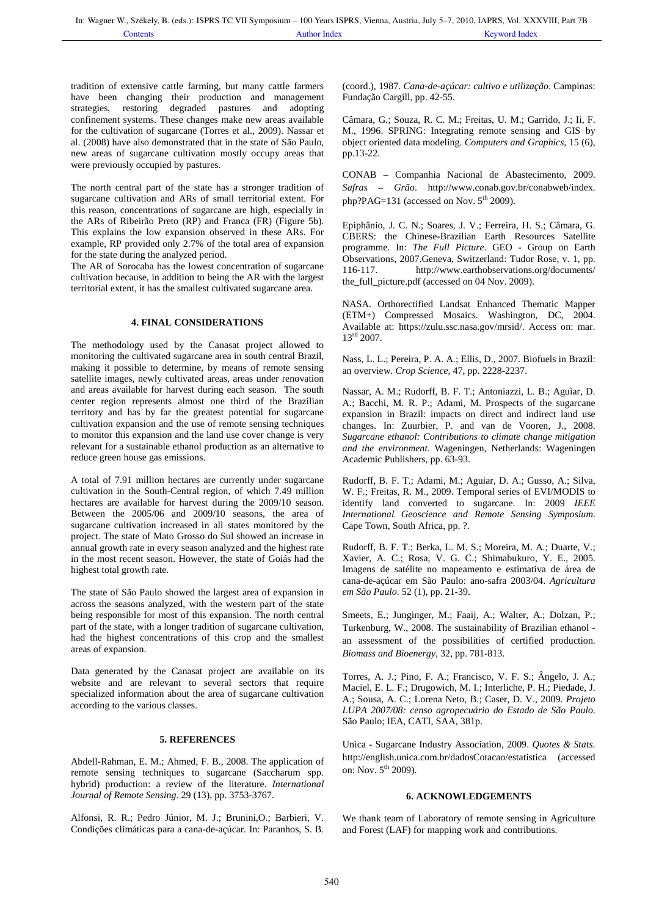tradition of extensive cattle farming, but many cattle farmers have been changing their production and management strategies, restoring degraded pastures and adopting confinement systems. These changes make new areas available for the cultivation of sugarcane (Torres et al., 2009). Nassar et al. (2008) have also demonstrated that in the state of São Paulo, new areas of sugarcane cultivation mostly occupy areas that were previously occupied by pastures.

The north central part of the state has a stronger tradition of sugarcane cultivation and ARs of small territorial extent. For this reason, concentrations of sugarcane are high, especially in the ARs of Ribeirão Preto (RP) and Franca (FR) (Figure 5b). This explains the low expansion observed in these ARs. For example, RP provided only 2.7% of the total area of expansion for the state during the analyzed period.

The AR of Sorocaba has the lowest concentration of sugarcane cultivation because, in addition to being the AR with the largest territorial extent, it has the smallest cultivated sugarcane area.

## 4. FINAL CONSIDERATIONS

The methodology used by the Canasat project allowed to monitoring the cultivated sugarcane area in south central Brazil, making it possible to determine, by means of remote sensing satellite images, newly cultivated areas, areas under renovation and areas available for harvest during each season. The south center region represents almost one third of the Brazilian territory and has by far the greatest potential for sugarcane cultivation expansion and the use of remote sensing techniques to monitor this expansion and the land use cover change is very relevant for a sustainable ethanol production as an alternative to reduce green house gas emissions.

A total of 7.91 million hectares are currently under sugarcane cultivation in the South-Central region, of which 7.49 million hectares are available for harvest during the 2009/10 season. Between the 2005/06 and 2009/10 seasons, the area of sugarcane cultivation increased in all states monitored by the project. The state of Mato Grosso do Sul showed an increase in annual growth rate in every season analyzed and the highest rate in the most recent season. However, the state of Goiás had the highest total growth rate.

The state of São Paulo showed the largest area of expansion in across the seasons analyzed, with the western part of the state being responsible for most of this expansion. The north central part of the state, with a longer tradition of sugarcane cultivation, had the highest concentrations of this crop and the smallest areas of expansion.

Data generated by the Canasat project are available on its website and are relevant to several sectors that require specialized information about the area of sugarcane cultivation according to the various classes.

## 5. REFERENCES

Abdell-Rahman, E. M.; Ahmed, F. B., 2008. The application of remote sensing techniques to sugarcane (Saccharum spp. hybrid) production: a review of the literature. *International Journal of Remote Sensing*. 29 (13), pp. 3753-3767.

Alfonsi, R. R.; Pedro Júnior, M. J.; Brunini,O.; Barbieri, V. Condições climáticas para a cana-de-açúcar. In: Paranhos, S. B. (coord.), 1987. *Cana-de-açúcar: cultivo e utilização*. Campinas: Fundação Cargill, pp. 42-55.

Câmara, G.; Souza, R. C. M.; Freitas, U. M.; Garrido, J.; Ii, F. M., 1996. SPRING: Integrating remote sensing and GIS by object oriented data modeling. *Computers and Graphics*, 15 (6), pp.13-22.

CONAB – Companhia Nacional de Abastecimento, 2009. *Safras – Grão*. http://www.conab.gov.br/conabweb/index.php?PAG=131 (accessed on Nov. 5th 2009).

Epiphânio, J. C. N.; Soares, J. V.; Ferreira, H. S.; Câmara, G. CBERS: the Chinese-Brazilian Earth Resources Satellite programme. In: *The Full Picture*. GEO - Group on Earth Observations, 2007.Geneva, Switzerland: Tudor Rose, v. 1, pp. 116-117. http://www.earthobservations.org/documents/the_full_picture.pdf (accessed on 04 Nov. 2009).

NASA. Orthorectified Landsat Enhanced Thematic Mapper (ETM+) Compressed Mosaics. Washington, DC, 2004. Available at: https://zulu.ssc.nasa.gov/mrsid/. Access on: mar. 13rd 2007.

Nass, L. L.; Pereira, P. A. A.; Ellis, D., 2007. Biofuels in Brazil: an overview. *Crop Science*, 47, pp. 2228-2237.

Nassar, A. M.; Rudorff, B. F. T.; Antoniazzi, L. B.; Aguiar, D. A.; Bacchi, M. R. P.; Adami, M. Prospects of the sugarcane expansion in Brazil: impacts on direct and indirect land use changes. In: Zuurbier, P. and van de Vooren, J., 2008. *Sugarcane ethanol: Contributions to climate change mitigation and the environment*. Wageningen, Netherlands: Wageningen Academic Publishers, pp. 63-93.

Rudorff, B. F. T.; Adami, M.; Aguiar, D. A.; Gusso, A.; Silva, W. F.; Freitas, R. M., 2009. Temporal series of EVI/MODIS to identify land converted to sugarcane. In: 2009 *IEEE International Geoscience and Remote Sensing Symposium*. Cape Town, South Africa, pp. ?.

Rudorff, B. F. T.; Berka, L. M. S.; Moreira, M. A.; Duarte, V.; Xavier, A. C.; Rosa, V. G. C.; Shimabukuro, Y. E., 2005. Imagens de satélite no mapeamento e estimativa de área de cana-de-açúcar em São Paulo: ano-safra 2003/04. *Agricultura em São Paulo*. 52 (1), pp. 21-39.

Smeets, E.; Junginger, M.; Faaij, A.; Walter, A.; Dolzan, P.; Turkenburg, W., 2008. The sustainability of Brazilian ethanol - an assessment of the possibilities of certified production. *Biomass and Bioenergy*, 32, pp. 781-813.

Torres, A. J.; Pino, F. A.; Francisco, V. F. S.; Ângelo, J. A.; Maciel, E. L. F.; Drugowich, M. I.; Interliche, P. H.; Piedade, J. A.; Sousa, A. C.; Lorena Neto, B.; Caser, D. V., 2009. *Projeto LUPA 2007/08: censo agropecuário do Estado de São Paulo*. São Paulo; IEA, CATI, SAA, 381p.

Unica - Sugarcane Industry Association, 2009. *Quotes & Stats*. http://english.unica.com.br/dadosCotacao/estatistica (accessed on: Nov. 5th 2009).

## 6. ACKNOWLEDGEMENTS

We thank team of Laboratory of remote sensing in Agriculture and Forest (LAF) for mapping work and contributions.